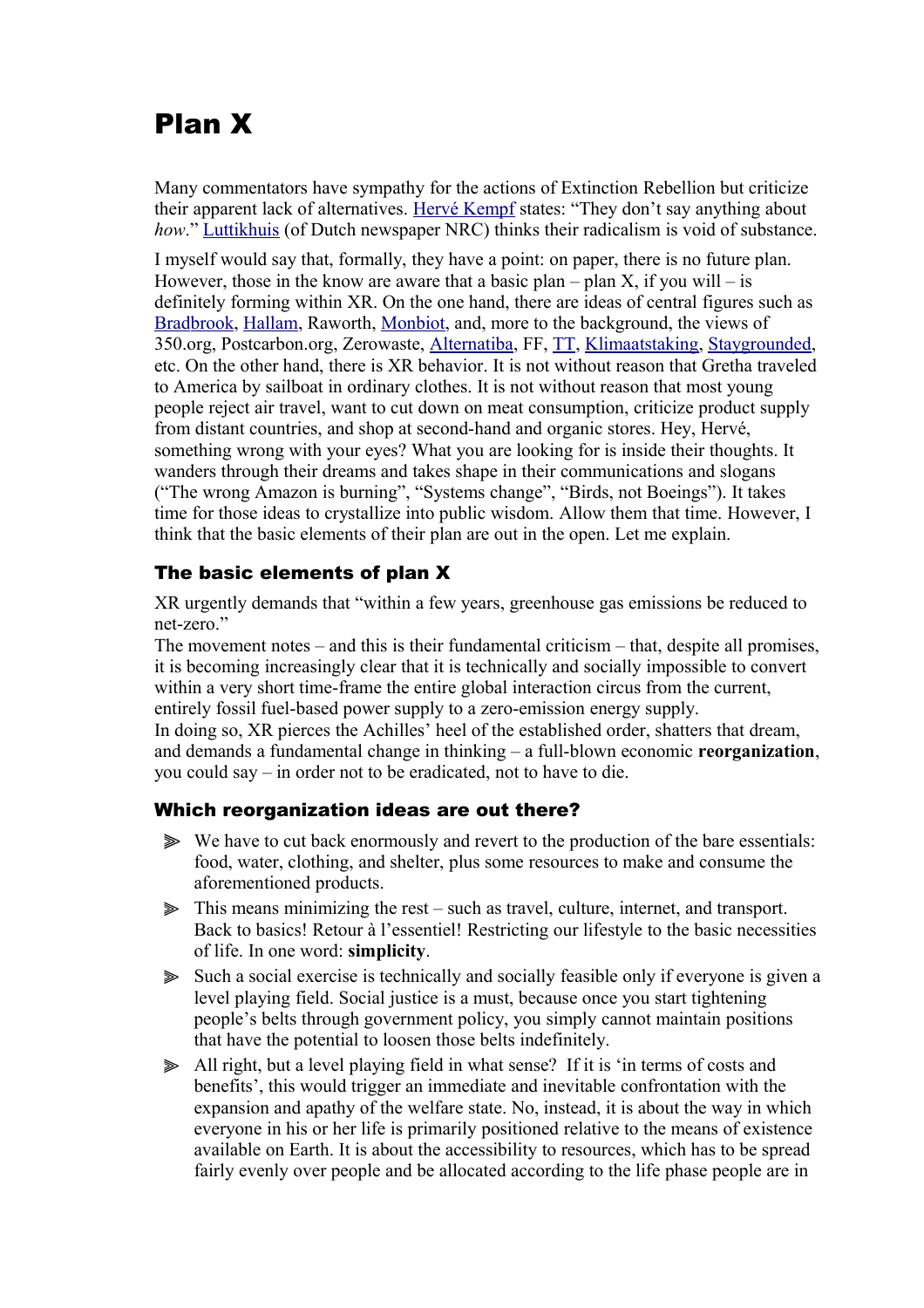# Plan X

Many commentators have sympathy for the actions of Extinction Rebellion but criticize their apparent lack of alternatives. Hervé Kempf states: "They don't say anything about *how*." Luttikhuis (of Dutch newspaper NRC) thinks their radicalism is void of substance.

I myself would say that, formally, they have a point: on paper, there is no future plan. However, those in the know are aware that a basic plan – plan X, if you will – is definitely forming within XR. On the one hand, there are ideas of central figures such as Bradbrook, Hallam, Raworth, Monbiot, and, more to the background, the views of 350.org, Postcarbon.org, Zerowaste, Alternatiba, FF, TT, Klimaatstaking, Staygrounded, etc. On the other hand, there is XR behavior. It is not without reason that Gretha traveled to America by sailboat in ordinary clothes. It is not without reason that most young people reject air travel, want to cut down on meat consumption, criticize product supply from distant countries, and shop at second-hand and organic stores. Hey, Hervé, something wrong with your eyes? What you are looking for is inside their thoughts. It wanders through their dreams and takes shape in their communications and slogans ("The wrong Amazon is burning", "Systems change", "Birds, not Boeings"). It takes time for those ideas to crystallize into public wisdom. Allow them that time. However, I think that the basic elements of their plan are out in the open. Let me explain.

## The basic elements of plan X

XR urgently demands that "within a few years, greenhouse gas emissions be reduced to net-zero."
The movement notes – and this is their fundamental criticism – that, despite all promises, it is becoming increasingly clear that it is technically and socially impossible to convert within a very short time-frame the entire global interaction circus from the current, entirely fossil fuel-based power supply to a zero-emission energy supply.
In doing so, XR pierces the Achilles' heel of the established order, shatters that dream, and demands a fundamental change in thinking – a full-blown economic **reorganization**, you could say – in order not to be eradicated, not to have to die.

## Which reorganization ideas are out there?

- We have to cut back enormously and revert to the production of the bare essentials: food, water, clothing, and shelter, plus some resources to make and consume the aforementioned products.
- This means minimizing the rest – such as travel, culture, internet, and transport. Back to basics! Retour à l'essentiel! Restricting our lifestyle to the basic necessities of life. In one word: **simplicity**.
- Such a social exercise is technically and socially feasible only if everyone is given a level playing field. Social justice is a must, because once you start tightening people's belts through government policy, you simply cannot maintain positions that have the potential to loosen those belts indefinitely.
- All right, but a level playing field in what sense? If it is 'in terms of costs and benefits', this would trigger an immediate and inevitable confrontation with the expansion and apathy of the welfare state. No, instead, it is about the way in which everyone in his or her life is primarily positioned relative to the means of existence available on Earth. It is about the accessibility to resources, which has to be spread fairly evenly over people and be allocated according to the life phase people are in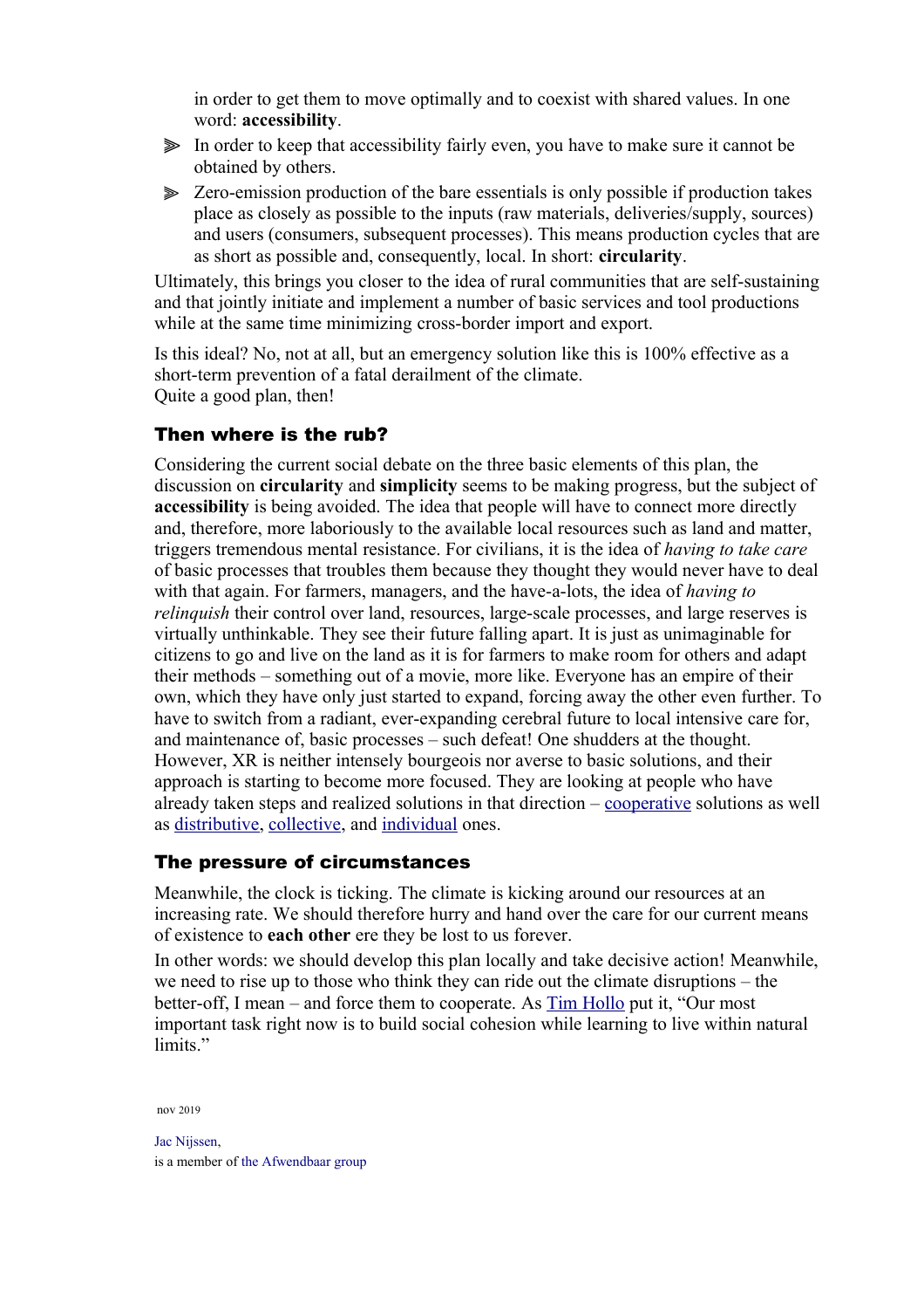in order to get them to move optimally and to coexist with shared values. In one word: **accessibility**.

- In order to keep that accessibility fairly even, you have to make sure it cannot be obtained by others.
- Zero-emission production of the bare essentials is only possible if production takes place as closely as possible to the inputs (raw materials, deliveries/supply, sources) and users (consumers, subsequent processes). This means production cycles that are as short as possible and, consequently, local. In short: **circularity**.

Ultimately, this brings you closer to the idea of rural communities that are self-sustaining and that jointly initiate and implement a number of basic services and tool productions while at the same time minimizing cross-border import and export.

Is this ideal? No, not at all, but an emergency solution like this is 100% effective as a short-term prevention of a fatal derailment of the climate.
Quite a good plan, then!

## Then where is the rub?

Considering the current social debate on the three basic elements of this plan, the discussion on **circularity** and **simplicity** seems to be making progress, but the subject of **accessibility** is being avoided. The idea that people will have to connect more directly and, therefore, more laboriously to the available local resources such as land and matter, triggers tremendous mental resistance. For civilians, it is the idea of *having to take care* of basic processes that troubles them because they thought they would never have to deal with that again. For farmers, managers, and the have-a-lots, the idea of *having to relinquish* their control over land, resources, large-scale processes, and large reserves is virtually unthinkable. They see their future falling apart. It is just as unimaginable for citizens to go and live on the land as it is for farmers to make room for others and adapt their methods – something out of a movie, more like. Everyone has an empire of their own, which they have only just started to expand, forcing away the other even further. To have to switch from a radiant, ever-expanding cerebral future to local intensive care for, and maintenance of, basic processes – such defeat! One shudders at the thought. However, XR is neither intensely bourgeois nor averse to basic solutions, and their approach is starting to become more focused. They are looking at people who have already taken steps and realized solutions in that direction – cooperative solutions as well as distributive, collective, and individual ones.

## The pressure of circumstances

Meanwhile, the clock is ticking. The climate is kicking around our resources at an increasing rate. We should therefore hurry and hand over the care for our current means of existence to **each other** ere they be lost to us forever.

In other words: we should develop this plan locally and take decisive action! Meanwhile, we need to rise up to those who think they can ride out the climate disruptions – the better-off, I mean – and force them to cooperate. As Tim Hollo put it, "Our most important task right now is to build social cohesion while learning to live within natural limits."

nov 2019

Jac Nijssen,
is a member of the Afwendbaar group